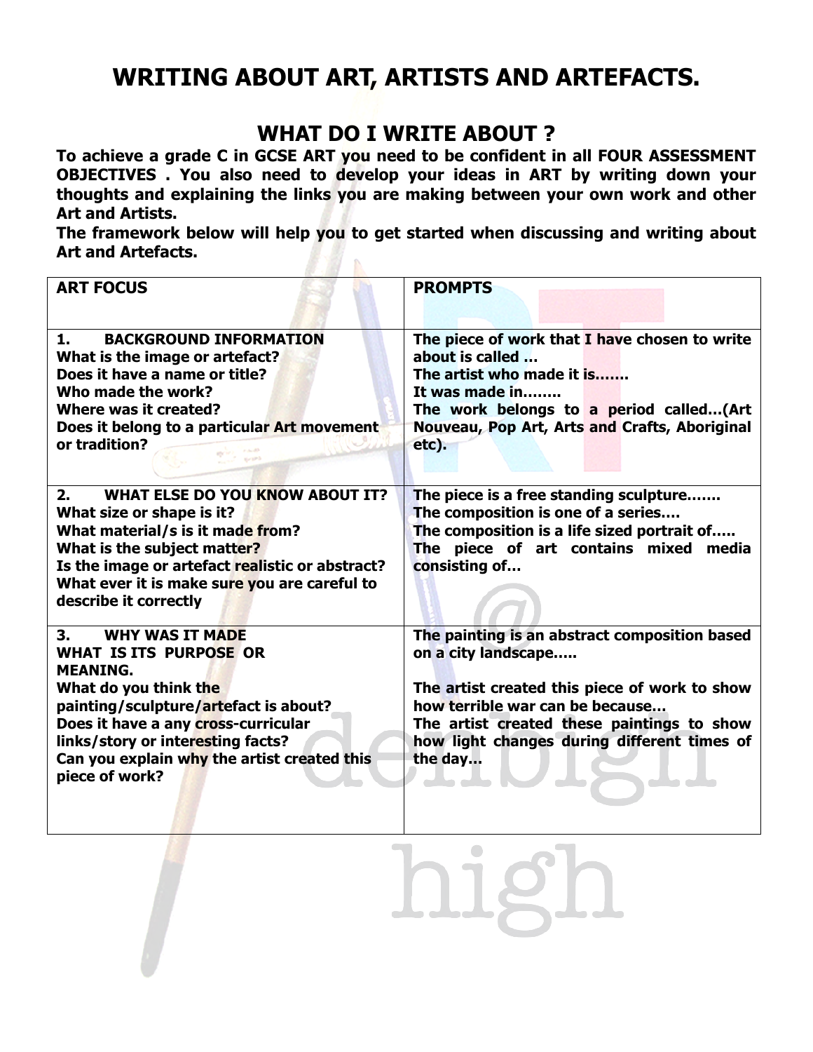# WRITING ABOUT ART, ARTISTS AND ARTEFACTS.

## WHAT DO I WRITE ABOUT ?

**To achieve a grade C in GCSE ART you need to be confident in all FOUR ASSESSMENT OBJECTIVES . You also need to develop your ideas in ART by writing down your thoughts and explaining the links you are making between your own work and other Art and Artists.**

**The framework below will help you to get started when discussing and writing about Art and Artefacts.**

| ART FOCUS | PROMPTS |
|---|---|
| **1. BACKGROUND INFORMATION**<br>**What is the image or artefact?**<br>**Does it have a name or title?**<br>**Who made the work?**<br>**Where was it created?**<br>**Does it belong to a particular Art movement or tradition?** | **The piece of work that I have chosen to write about is called …**<br>**The artist who made it is…….**<br>**It was made in……..**<br>**The work belongs to a period called…(Art Nouveau, Pop Art, Arts and Crafts, Aboriginal etc).** |
| **2. WHAT ELSE DO YOU KNOW ABOUT IT?**<br>**What size or shape is it?**<br>**What material/s is it made from?**<br>**What is the subject matter?**<br>**Is the image or artefact realistic or abstract?**<br>**What ever it is make sure you are careful to describe it correctly** | **The piece is a free standing sculpture…….**<br>**The composition is one of a series….**<br>**The composition is a life sized portrait of…..**<br>**The piece of art contains mixed media consisting of…** |
| **3. WHY WAS IT MADE**<br>**WHAT IS ITS PURPOSE OR MEANING.**<br>**What do you think the painting/sculpture/artefact is about?**<br>**Does it have a any cross-curricular links/story or interesting facts?**<br>**Can you explain why the artist created this piece of work?** | **The painting is an abstract composition based on a city landscape…..**<br><br>**The artist created this piece of work to show how terrible war can be because…**<br>**The artist created these paintings to show how light changes during different times of the day…** |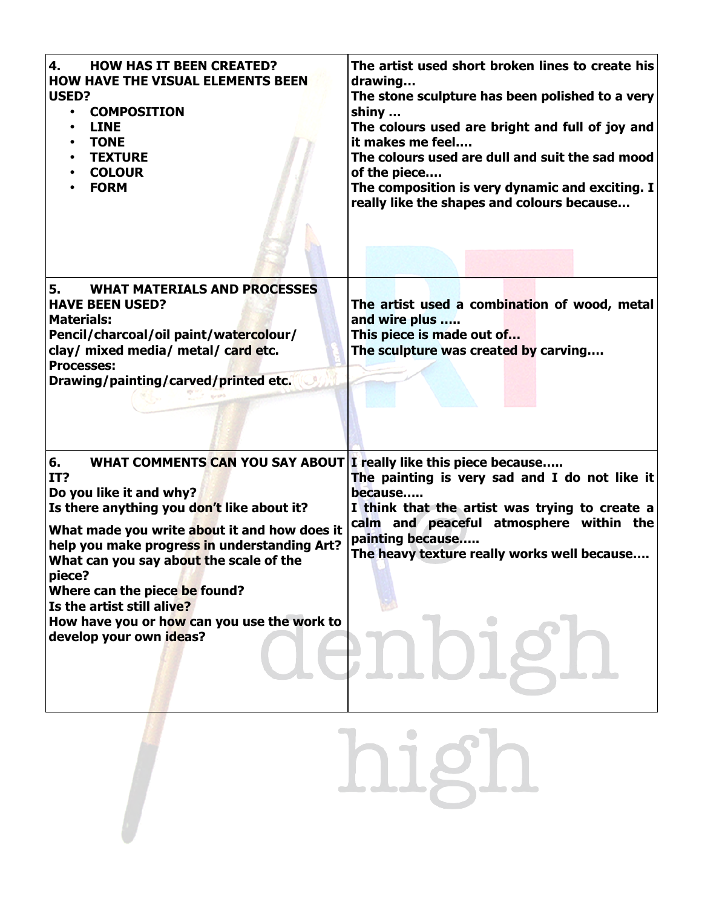| | |
|---|---|
| **4. HOW HAS IT BEEN CREATED?**<br>**HOW HAVE THE VISUAL ELEMENTS BEEN USED?**<br>• **COMPOSITION**<br>• **LINE**<br>• **TONE**<br>• **TEXTURE**<br>• **COLOUR**<br>• **FORM** | **The artist used short broken lines to create his drawing…**<br>**The stone sculpture has been polished to a very shiny …**<br>**The colours used are bright and full of joy and it makes me feel….**<br>**The colours used are dull and suit the sad mood of the piece….**<br>**The composition is very dynamic and exciting. I really like the shapes and colours because…** |
| **5. WHAT MATERIALS AND PROCESSES HAVE BEEN USED?**<br>**Materials:**<br>**Pencil/charcoal/oil paint/watercolour/ clay/ mixed media/ metal/ card etc.**<br>**Processes:**<br>**Drawing/painting/carved/printed etc.** | **The artist used a combination of wood, metal and wire plus …..**<br>**This piece is made out of…**<br>**The sculpture was created by carving….** |
| **6. WHAT COMMENTS CAN YOU SAY ABOUT IT?**<br>**Do you like it and why?**<br>**Is there anything you don't like about it?**<br>**What made you write about it and how does it help you make progress in understanding Art?**<br>**What can you say about the scale of the piece?**<br>**Where can the piece be found?**<br>**Is the artist still alive?**<br>**How have you or how can you use the work to develop your own ideas?** | **I really like this piece because…..**<br>**The painting is very sad and I do not like it because…..**<br>**I think that the artist was trying to create a calm and peaceful atmosphere within the painting because…..**<br>**The heavy texture really works well because….** |